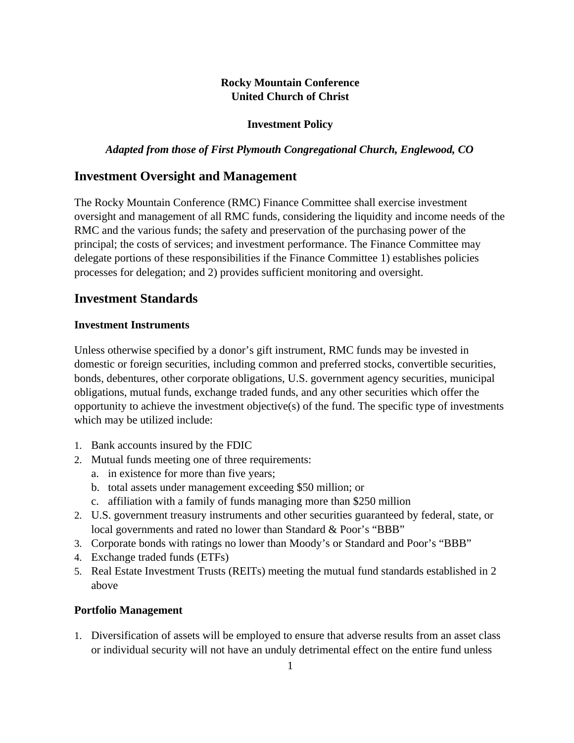**Rocky Mountain Conference**
**United Church of Christ**

**Investment Policy**

***Adapted from those of First Plymouth Congregational Church, Englewood, CO***

## Investment Oversight and Management

The Rocky Mountain Conference (RMC) Finance Committee shall exercise investment oversight and management of all RMC funds, considering the liquidity and income needs of the RMC and the various funds; the safety and preservation of the purchasing power of the principal; the costs of services; and investment performance. The Finance Committee may delegate portions of these responsibilities if the Finance Committee 1) establishes policies processes for delegation; and 2) provides sufficient monitoring and oversight.

## Investment Standards

### Investment Instruments

Unless otherwise specified by a donor's gift instrument, RMC funds may be invested in domestic or foreign securities, including common and preferred stocks, convertible securities, bonds, debentures, other corporate obligations, U.S. government agency securities, municipal obligations, mutual funds, exchange traded funds, and any other securities which offer the opportunity to achieve the investment objective(s) of the fund. The specific type of investments which may be utilized include:

1. Bank accounts insured by the FDIC
2. Mutual funds meeting one of three requirements:
   a. in existence for more than five years;
   b. total assets under management exceeding $50 million; or
   c. affiliation with a family of funds managing more than $250 million
2. U.S. government treasury instruments and other securities guaranteed by federal, state, or local governments and rated no lower than Standard & Poor's "BBB"
3. Corporate bonds with ratings no lower than Moody's or Standard and Poor's "BBB"
4. Exchange traded funds (ETFs)
5. Real Estate Investment Trusts (REITs) meeting the mutual fund standards established in 2 above

### Portfolio Management

1. Diversification of assets will be employed to ensure that adverse results from an asset class or individual security will not have an unduly detrimental effect on the entire fund unless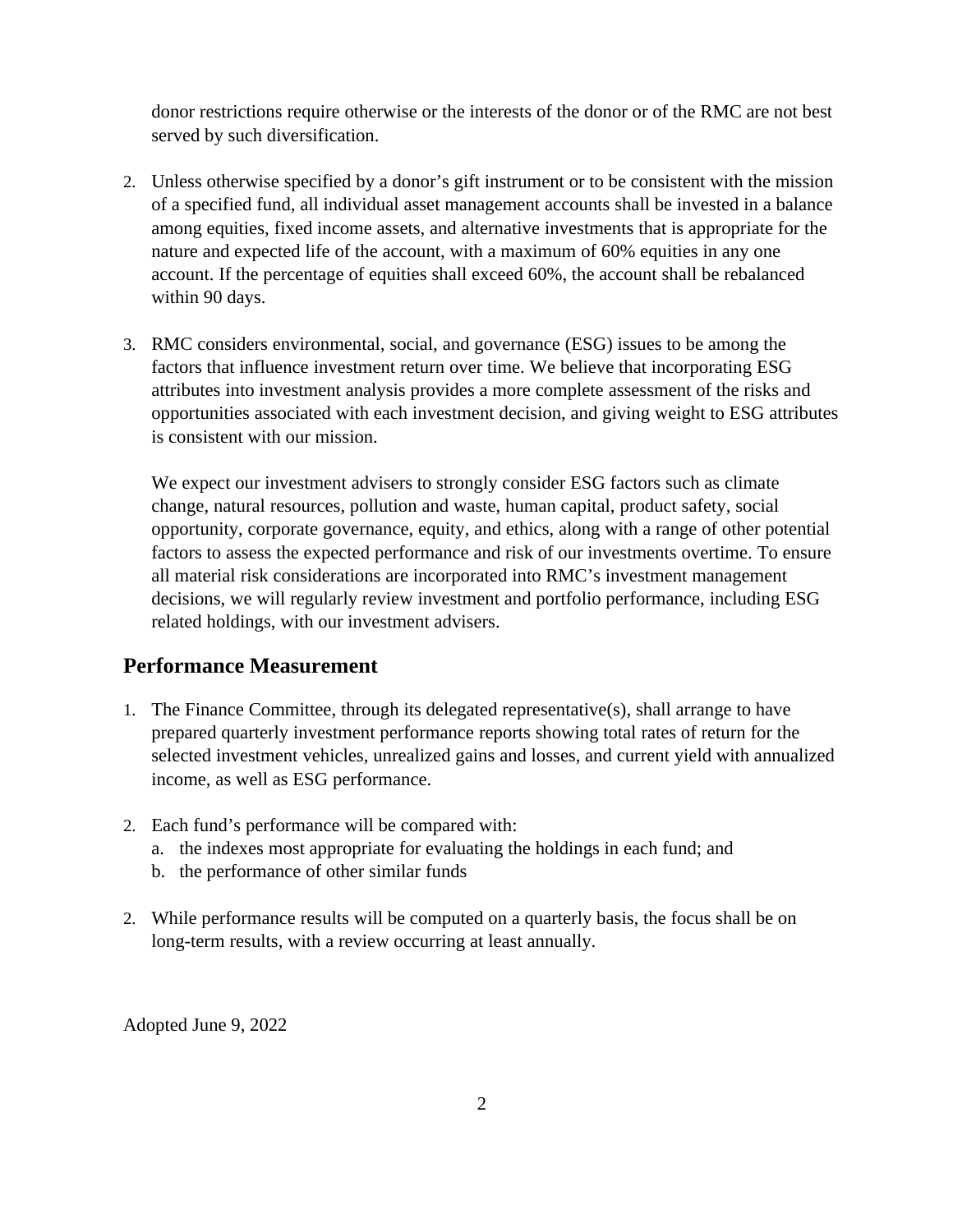donor restrictions require otherwise or the interests of the donor or of the RMC are not best served by such diversification.

2. Unless otherwise specified by a donor's gift instrument or to be consistent with the mission of a specified fund, all individual asset management accounts shall be invested in a balance among equities, fixed income assets, and alternative investments that is appropriate for the nature and expected life of the account, with a maximum of 60% equities in any one account. If the percentage of equities shall exceed 60%, the account shall be rebalanced within 90 days.

3. RMC considers environmental, social, and governance (ESG) issues to be among the factors that influence investment return over time. We believe that incorporating ESG attributes into investment analysis provides a more complete assessment of the risks and opportunities associated with each investment decision, and giving weight to ESG attributes is consistent with our mission.

   We expect our investment advisers to strongly consider ESG factors such as climate change, natural resources, pollution and waste, human capital, product safety, social opportunity, corporate governance, equity, and ethics, along with a range of other potential factors to assess the expected performance and risk of our investments overtime. To ensure all material risk considerations are incorporated into RMC's investment management decisions, we will regularly review investment and portfolio performance, including ESG related holdings, with our investment advisers.

## Performance Measurement

1. The Finance Committee, through its delegated representative(s), shall arrange to have prepared quarterly investment performance reports showing total rates of return for the selected investment vehicles, unrealized gains and losses, and current yield with annualized income, as well as ESG performance.

2. Each fund's performance will be compared with:
   a. the indexes most appropriate for evaluating the holdings in each fund; and
   b. the performance of other similar funds

2. While performance results will be computed on a quarterly basis, the focus shall be on long-term results, with a review occurring at least annually.

Adopted June 9, 2022